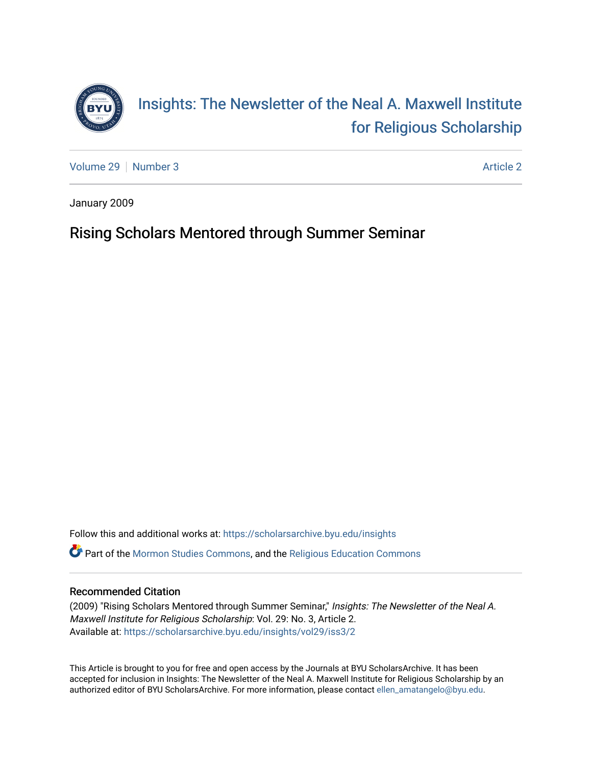# Insights: The Newsletter of the Neal A. Maxwell Institute for Religious Scholarship

Volume 29 | Number 3 — Article 2

January 2009

## Rising Scholars Mentored through Summer Seminar

Follow this and additional works at: https://scholarsarchive.byu.edu/insights

Part of the Mormon Studies Commons, and the Religious Education Commons

### Recommended Citation

(2009) "Rising Scholars Mentored through Summer Seminar," *Insights: The Newsletter of the Neal A. Maxwell Institute for Religious Scholarship*: Vol. 29: No. 3, Article 2.
Available at: https://scholarsarchive.byu.edu/insights/vol29/iss3/2

This Article is brought to you for free and open access by the Journals at BYU ScholarsArchive. It has been accepted for inclusion in Insights: The Newsletter of the Neal A. Maxwell Institute for Religious Scholarship by an authorized editor of BYU ScholarsArchive. For more information, please contact ellen_amatangelo@byu.edu.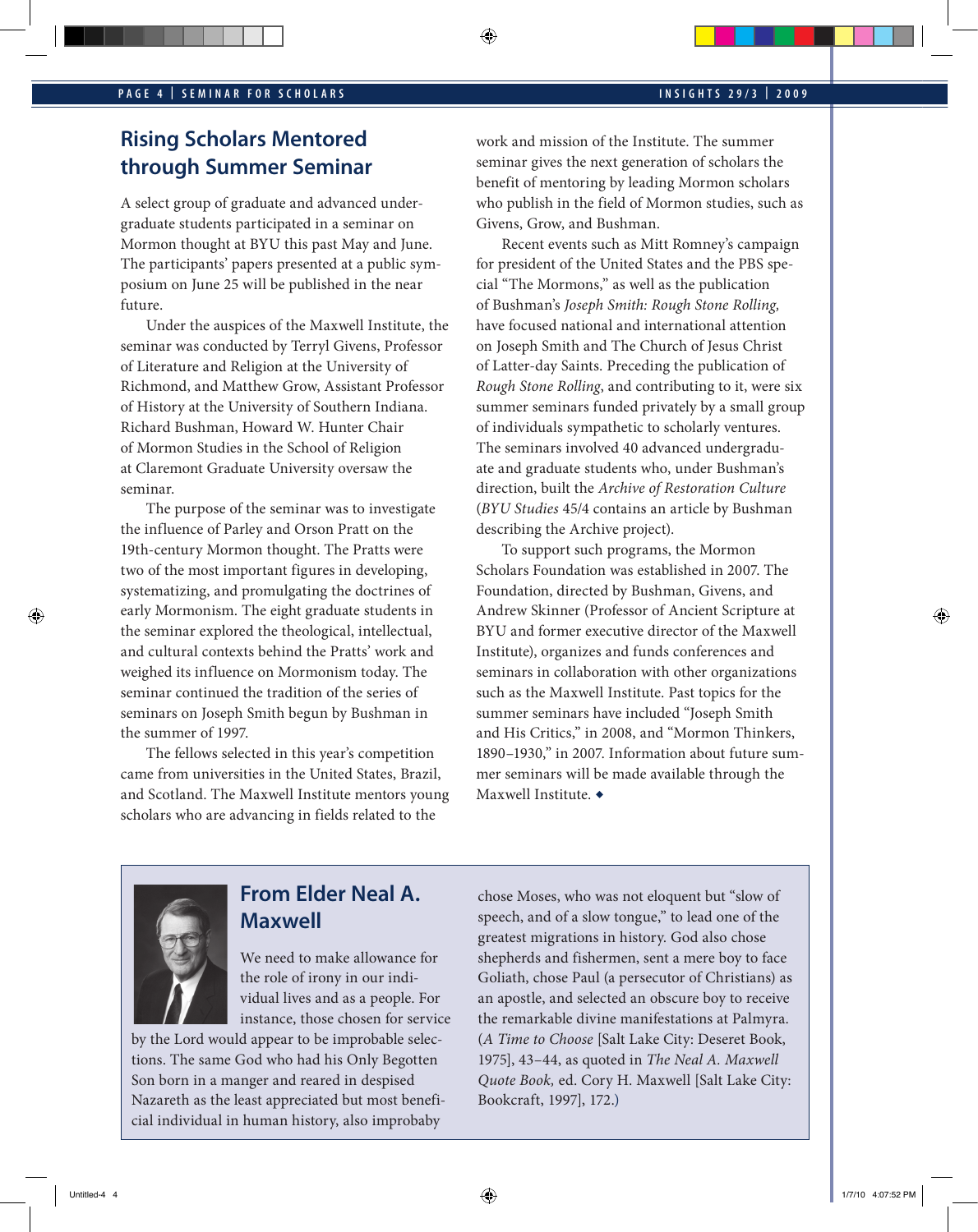## Rising Scholars Mentored through Summer Seminar

A select group of graduate and advanced undergraduate students participated in a seminar on Mormon thought at BYU this past May and June. The participants' papers presented at a public symposium on June 25 will be published in the near future.

Under the auspices of the Maxwell Institute, the seminar was conducted by Terryl Givens, Professor of Literature and Religion at the University of Richmond, and Matthew Grow, Assistant Professor of History at the University of Southern Indiana. Richard Bushman, Howard W. Hunter Chair of Mormon Studies in the School of Religion at Claremont Graduate University oversaw the seminar.

The purpose of the seminar was to investigate the influence of Parley and Orson Pratt on the 19th-century Mormon thought. The Pratts were two of the most important figures in developing, systematizing, and promulgating the doctrines of early Mormonism. The eight graduate students in the seminar explored the theological, intellectual, and cultural contexts behind the Pratts' work and weighed its influence on Mormonism today. The seminar continued the tradition of the series of seminars on Joseph Smith begun by Bushman in the summer of 1997.

The fellows selected in this year's competition came from universities in the United States, Brazil, and Scotland. The Maxwell Institute mentors young scholars who are advancing in fields related to the work and mission of the Institute. The summer seminar gives the next generation of scholars the benefit of mentoring by leading Mormon scholars who publish in the field of Mormon studies, such as Givens, Grow, and Bushman.

Recent events such as Mitt Romney's campaign for president of the United States and the PBS special "The Mormons," as well as the publication of Bushman's *Joseph Smith: Rough Stone Rolling,* have focused national and international attention on Joseph Smith and The Church of Jesus Christ of Latter-day Saints. Preceding the publication of *Rough Stone Rolling*, and contributing to it, were six summer seminars funded privately by a small group of individuals sympathetic to scholarly ventures. The seminars involved 40 advanced undergraduate and graduate students who, under Bushman's direction, built the *Archive of Restoration Culture* (*BYU Studies* 45/4 contains an article by Bushman describing the Archive project).

To support such programs, the Mormon Scholars Foundation was established in 2007. The Foundation, directed by Bushman, Givens, and Andrew Skinner (Professor of Ancient Scripture at BYU and former executive director of the Maxwell Institute), organizes and funds conferences and seminars in collaboration with other organizations such as the Maxwell Institute. Past topics for the summer seminars have included "Joseph Smith and His Critics," in 2008, and "Mormon Thinkers, 1890–1930," in 2007. Information about future summer seminars will be made available through the Maxwell Institute. ◆

## From Elder Neal A. Maxwell

We need to make allowance for the role of irony in our individual lives and as a people. For instance, those chosen for service by the Lord would appear to be improbable selections. The same God who had his Only Begotten Son born in a manger and reared in despised Nazareth as the least appreciated but most beneficial individual in human history, also improbaby chose Moses, who was not eloquent but "slow of speech, and of a slow tongue," to lead one of the greatest migrations in history. God also chose shepherds and fishermen, sent a mere boy to face Goliath, chose Paul (a persecutor of Christians) as an apostle, and selected an obscure boy to receive the remarkable divine manifestations at Palmyra. (*A Time to Choose* [Salt Lake City: Deseret Book, 1975], 43–44, as quoted in *The Neal A. Maxwell Quote Book,* ed. Cory H. Maxwell [Salt Lake City: Bookcraft, 1997], 172.)